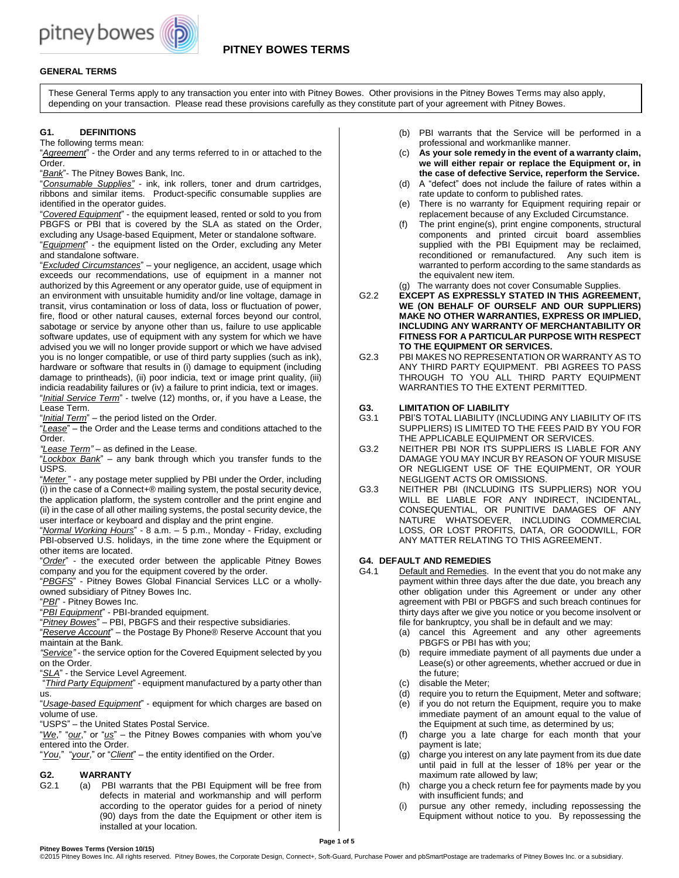# PITNEY BOWES TERMS

## GENERAL TERMS

These General Terms apply to any transaction you enter into with Pitney Bowes. Other provisions in the Pitney Bowes Terms may also apply, depending on your transaction. Please read these provisions carefully as they constitute part of your agreement with Pitney Bowes.

### G1. DEFINITIONS

The following terms mean:

"*Agreement*" - the Order and any terms referred to in or attached to the Order.

"*Bank*"- The Pitney Bowes Bank, Inc.

"*Consumable Supplies*" - ink, ink rollers, toner and drum cartridges, ribbons and similar items. Product-specific consumable supplies are identified in the operator guides.

"*Covered Equipment*" - the equipment leased, rented or sold to you from PBGFS or PBI that is covered by the SLA as stated on the Order, excluding any Usage-based Equipment, Meter or standalone software.

"*Equipment*" - the equipment listed on the Order, excluding any Meter and standalone software.

"*Excluded Circumstances*" – your negligence, an accident, usage which exceeds our recommendations, use of equipment in a manner not authorized by this Agreement or any operator guide, use of equipment in an environment with unsuitable humidity and/or line voltage, damage in transit, virus contamination or loss of data, loss or fluctuation of power, fire, flood or other natural causes, external forces beyond our control, sabotage or service by anyone other than us, failure to use applicable software updates, use of equipment with any system for which we have advised you we will no longer provide support or which we have advised you is no longer compatible, or use of third party supplies (such as ink), hardware or software that results in (i) damage to equipment (including damage to printheads), (ii) poor indicia, text or image print quality, (iii) indicia readability failures or (iv) a failure to print indicia, text or images.

"*Initial Service Term*" - twelve (12) months, or, if you have a Lease, the Lease Term.

"*Initial Term*" – the period listed on the Order.

"*Lease*" – the Order and the Lease terms and conditions attached to the Order.

"*Lease Term*" – as defined in the Lease.

"*Lockbox Bank*" – any bank through which you transfer funds to the USPS.

"*Meter* " - any postage meter supplied by PBI under the Order, including (i) in the case of a Connect+® mailing system, the postal security device, the application platform, the system controller and the print engine and (ii) in the case of all other mailing systems, the postal security device, the user interface or keyboard and display and the print engine.

"*Normal Working Hours*" - 8 a.m. – 5 p.m., Monday - Friday, excluding PBI-observed U.S. holidays, in the time zone where the Equipment or other items are located.

"*Order*" - the executed order between the applicable Pitney Bowes company and you for the equipment covered by the order.

"*PBGFS*" - Pitney Bowes Global Financial Services LLC or a wholly-owned subsidiary of Pitney Bowes Inc.

"*PBI*" - Pitney Bowes Inc.

"*PBI Equipment*" - PBI-branded equipment.

"*Pitney Bowes*" – PBI, PBGFS and their respective subsidiaries.

"*Reserve Account*" – the Postage By Phone® Reserve Account that you maintain at the Bank.

"*Service*" - the service option for the Covered Equipment selected by you on the Order.

"*SLA*" - the Service Level Agreement.

"*Third Party Equipment*" - equipment manufactured by a party other than us.

"*Usage-based Equipment*" - equipment for which charges are based on volume of use.

"USPS" – the United States Postal Service.

"*We*," "*our*," or "*us*" – the Pitney Bowes companies with whom you've entered into the Order.

"*You*," "*your*," or "*Client*" – the entity identified on the Order.

### G2. WARRANTY

G2.1
(a) PBI warrants that the PBI Equipment will be free from defects in material and workmanship and will perform according to the operator guides for a period of ninety (90) days from the date the Equipment or other item is installed at your location.
(b) PBI warrants that the Service will be performed in a professional and workmanlike manner.
(c) **As your sole remedy in the event of a warranty claim, we will either repair or replace the Equipment or, in the case of defective Service, reperform the Service.**
(d) A "defect" does not include the failure of rates within a rate update to conform to published rates.
(e) There is no warranty for Equipment requiring repair or replacement because of any Excluded Circumstance.
(f) The print engine(s), print engine components, structural components and printed circuit board assemblies supplied with the PBI Equipment may be reclaimed, reconditioned or remanufactured. Any such item is warranted to perform according to the same standards as the equivalent new item.
(g) The warranty does not cover Consumable Supplies.

G2.2 **EXCEPT AS EXPRESSLY STATED IN THIS AGREEMENT, WE (ON BEHALF OF OURSELF AND OUR SUPPLIERS) MAKE NO OTHER WARRANTIES, EXPRESS OR IMPLIED, INCLUDING ANY WARRANTY OF MERCHANTABILITY OR FITNESS FOR A PARTICULAR PURPOSE WITH RESPECT TO THE EQUIPMENT OR SERVICES.**

G2.3 PBI MAKES NO REPRESENTATION OR WARRANTY AS TO ANY THIRD PARTY EQUIPMENT. PBI AGREES TO PASS THROUGH TO YOU ALL THIRD PARTY EQUIPMENT WARRANTIES TO THE EXTENT PERMITTED.

### G3. LIMITATION OF LIABILITY

G3.1 PBI'S TOTAL LIABILITY (INCLUDING ANY LIABILITY OF ITS SUPPLIERS) IS LIMITED TO THE FEES PAID BY YOU FOR THE APPLICABLE EQUIPMENT OR SERVICES.

G3.2 NEITHER PBI NOR ITS SUPPLIERS IS LIABLE FOR ANY DAMAGE YOU MAY INCUR BY REASON OF YOUR MISUSE OR NEGLIGENT USE OF THE EQUIPMENT, OR YOUR NEGLIGENT ACTS OR OMISSIONS.

G3.3 NEITHER PBI (INCLUDING ITS SUPPLIERS) NOR YOU WILL BE LIABLE FOR ANY INDIRECT, INCIDENTAL, CONSEQUENTIAL, OR PUNITIVE DAMAGES OF ANY NATURE WHATSOEVER, INCLUDING COMMERCIAL LOSS, OR LOST PROFITS, DATA, OR GOODWILL, FOR ANY MATTER RELATING TO THIS AGREEMENT.

### G4. DEFAULT AND REMEDIES

G4.1 Default and Remedies. In the event that you do not make any payment within three days after the due date, you breach any other obligation under this Agreement or under any other agreement with PBI or PBGFS and such breach continues for thirty days after we give you notice or you become insolvent or file for bankruptcy, you shall be in default and we may:
(a) cancel this Agreement and any other agreements PBGFS or PBI has with you;
(b) require immediate payment of all payments due under a Lease(s) or other agreements, whether accrued or due in the future;
(c) disable the Meter;
(d) require you to return the Equipment, Meter and software;
(e) if you do not return the Equipment, require you to make immediate payment of an amount equal to the value of the Equipment at such time, as determined by us;
(f) charge you a late charge for each month that your payment is late;
(g) charge you interest on any late payment from its due date until paid in full at the lesser of 18% per year or the maximum rate allowed by law;
(h) charge you a check return fee for payments made by you with insufficient funds; and
(i) pursue any other remedy, including repossessing the Equipment without notice to you. By repossessing the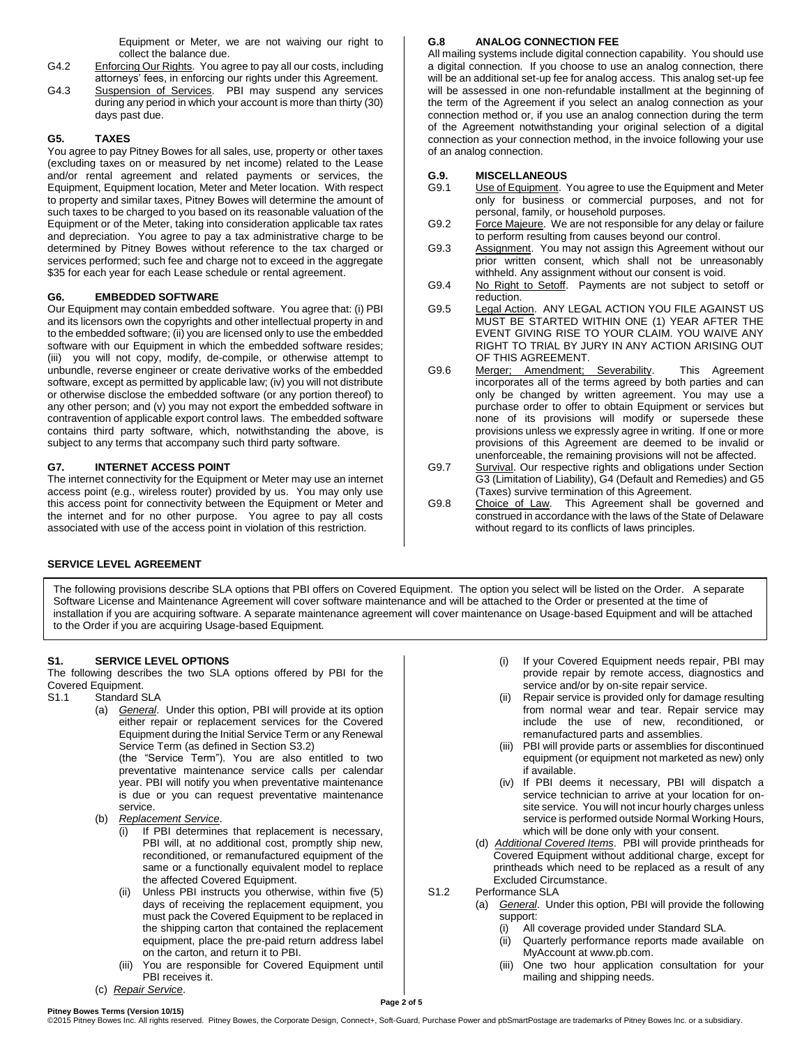Equipment or Meter, we are not waiving our right to collect the balance due.

G4.2 Enforcing Our Rights. You agree to pay all our costs, including attorneys' fees, in enforcing our rights under this Agreement.

G4.3 Suspension of Services. PBI may suspend any services during any period in which your account is more than thirty (30) days past due.

## G5. TAXES

You agree to pay Pitney Bowes for all sales, use, property or other taxes (excluding taxes on or measured by net income) related to the Lease and/or rental agreement and related payments or services, the Equipment, Equipment location, Meter and Meter location. With respect to property and similar taxes, Pitney Bowes will determine the amount of such taxes to be charged to you based on its reasonable valuation of the Equipment or of the Meter, taking into consideration applicable tax rates and depreciation. You agree to pay a tax administrative charge to be determined by Pitney Bowes without reference to the tax charged or services performed; such fee and charge not to exceed in the aggregate $35 for each year for each Lease schedule or rental agreement.

## G6. EMBEDDED SOFTWARE

Our Equipment may contain embedded software. You agree that: (i) PBI and its licensors own the copyrights and other intellectual property in and to the embedded software; (ii) you are licensed only to use the embedded software with our Equipment in which the embedded software resides; (iii) you will not copy, modify, de-compile, or otherwise attempt to unbundle, reverse engineer or create derivative works of the embedded software, except as permitted by applicable law; (iv) you will not distribute or otherwise disclose the embedded software (or any portion thereof) to any other person; and (v) you may not export the embedded software in contravention of applicable export control laws. The embedded software contains third party software, which, notwithstanding the above, is subject to any terms that accompany such third party software.

## G7. INTERNET ACCESS POINT

The internet connectivity for the Equipment or Meter may use an internet access point (e.g., wireless router) provided by us. You may only use this access point for connectivity between the Equipment or Meter and the internet and for no other purpose. You agree to pay all costs associated with use of the access point in violation of this restriction.

## G.8 ANALOG CONNECTION FEE

All mailing systems include digital connection capability. You should use a digital connection. If you choose to use an analog connection, there will be an additional set-up fee for analog access. This analog set-up fee will be assessed in one non-refundable installment at the beginning of the term of the Agreement if you select an analog connection as your connection method or, if you use an analog connection during the term of the Agreement notwithstanding your original selection of a digital connection as your connection method, in the invoice following your use of an analog connection.

## G.9. MISCELLANEOUS

G9.1 Use of Equipment. You agree to use the Equipment and Meter only for business or commercial purposes, and not for personal, family, or household purposes.

G9.2 Force Majeure. We are not responsible for any delay or failure to perform resulting from causes beyond our control.

G9.3 Assignment. You may not assign this Agreement without our prior written consent, which shall not be unreasonably withheld. Any assignment without our consent is void.

G9.4 No Right to Setoff. Payments are not subject to setoff or reduction.

G9.5 Legal Action. ANY LEGAL ACTION YOU FILE AGAINST US MUST BE STARTED WITHIN ONE (1) YEAR AFTER THE EVENT GIVING RISE TO YOUR CLAIM. YOU WAIVE ANY RIGHT TO TRIAL BY JURY IN ANY ACTION ARISING OUT OF THIS AGREEMENT.

G9.6 Merger; Amendment; Severability. This Agreement incorporates all of the terms agreed by both parties and can only be changed by written agreement. You may use a purchase order to offer to obtain Equipment or services but none of its provisions will modify or supersede these provisions unless we expressly agree in writing. If one or more provisions of this Agreement are deemed to be invalid or unenforceable, the remaining provisions will not be affected.

G9.7 Survival. Our respective rights and obligations under Section G3 (Limitation of Liability), G4 (Default and Remedies) and G5 (Taxes) survive termination of this Agreement.

G9.8 Choice of Law. This Agreement shall be governed and construed in accordance with the laws of the State of Delaware without regard to its conflicts of laws principles.

# SERVICE LEVEL AGREEMENT

The following provisions describe SLA options that PBI offers on Covered Equipment. The option you select will be listed on the Order. A separate Software License and Maintenance Agreement will cover software maintenance and will be attached to the Order or presented at the time of installation if you are acquiring software. A separate maintenance agreement will cover maintenance on Usage-based Equipment and will be attached to the Order if you are acquiring Usage-based Equipment.

## S1. SERVICE LEVEL OPTIONS

The following describes the two SLA options offered by PBI for the Covered Equipment.

S1.1 Standard SLA

(a) *General*. Under this option, PBI will provide at its option either repair or replacement services for the Covered Equipment during the Initial Service Term or any Renewal Service Term (as defined in Section S3.2) (the "Service Term"). You are also entitled to two preventative maintenance service calls per calendar year. PBI will notify you when preventative maintenance is due or you can request preventative maintenance service.

(b) *Replacement Service*.

(i) If PBI determines that replacement is necessary, PBI will, at no additional cost, promptly ship new, reconditioned, or remanufactured equipment of the same or a functionally equivalent model to replace the affected Covered Equipment.

(ii) Unless PBI instructs you otherwise, within five (5) days of receiving the replacement equipment, you must pack the Covered Equipment to be replaced in the shipping carton that contained the replacement equipment, place the pre-paid return address label on the carton, and return it to PBI.

(iii) You are responsible for Covered Equipment until PBI receives it.

(c) *Repair Service*.

(i) If your Covered Equipment needs repair, PBI may provide repair by remote access, diagnostics and service and/or by on-site repair service.

(ii) Repair service is provided only for damage resulting from normal wear and tear. Repair service may include the use of new, reconditioned, or remanufactured parts and assemblies.

(iii) PBI will provide parts or assemblies for discontinued equipment (or equipment not marketed as new) only if available.

(iv) If PBI deems it necessary, PBI will dispatch a service technician to arrive at your location for on-site service. You will not incur hourly charges unless service is performed outside Normal Working Hours, which will be done only with your consent.

(d) *Additional Covered Items*. PBI will provide printheads for Covered Equipment without additional charge, except for printheads which need to be replaced as a result of any Excluded Circumstance.

S1.2 Performance SLA

(a) *General*. Under this option, PBI will provide the following support:

(i) All coverage provided under Standard SLA.

(ii) Quarterly performance reports made available on MyAccount at www.pb.com.

(iii) One two hour application consultation for your mailing and shipping needs.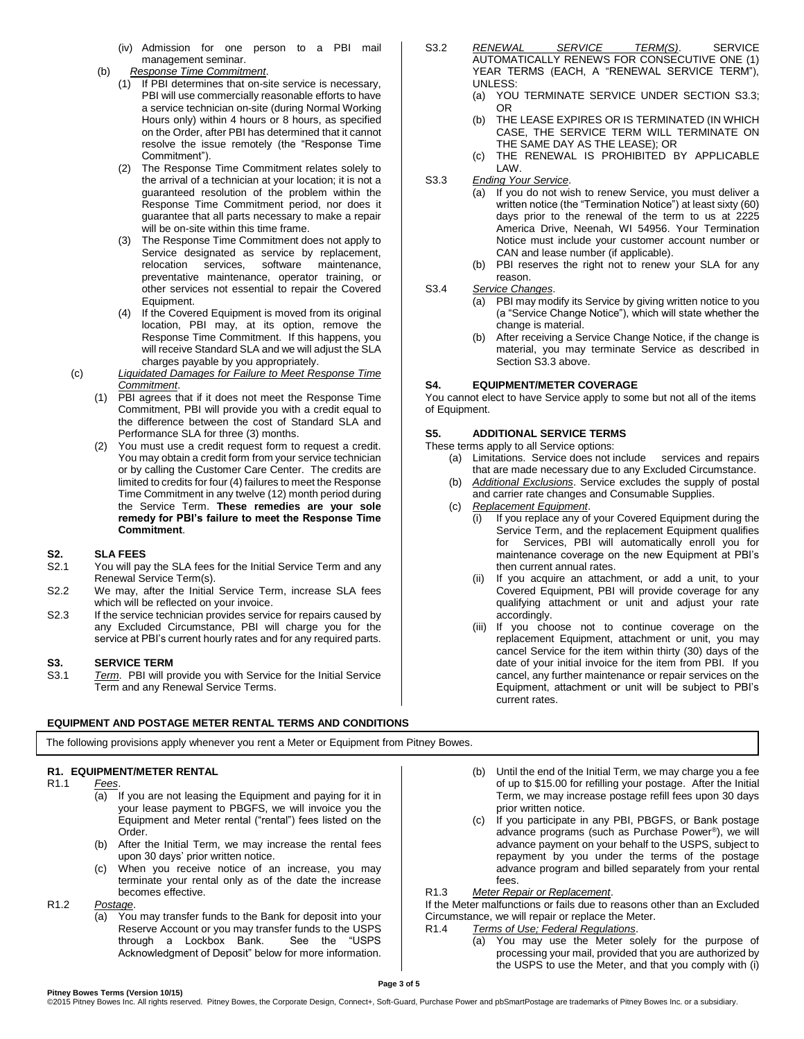(iv) Admission for one person to a PBI mail management seminar.

(b) *Response Time Commitment*.

(1) If PBI determines that on-site service is necessary, PBI will use commercially reasonable efforts to have a service technician on-site (during Normal Working Hours only) within 4 hours or 8 hours, as specified on the Order, after PBI has determined that it cannot resolve the issue remotely (the "Response Time Commitment").

(2) The Response Time Commitment relates solely to the arrival of a technician at your location; it is not a guaranteed resolution of the problem within the Response Time Commitment period, nor does it guarantee that all parts necessary to make a repair will be on-site within this time frame.

(3) The Response Time Commitment does not apply to Service designated as service by replacement, relocation services, software maintenance, preventative maintenance, operator training, or other services not essential to repair the Covered Equipment.

(4) If the Covered Equipment is moved from its original location, PBI may, at its option, remove the Response Time Commitment. If this happens, you will receive Standard SLA and we will adjust the SLA charges payable by you appropriately.

(c) *Liquidated Damages for Failure to Meet Response Time Commitment*.

(1) PBI agrees that if it does not meet the Response Time Commitment, PBI will provide you with a credit equal to the difference between the cost of Standard SLA and Performance SLA for three (3) months.

(2) You must use a credit request form to request a credit. You may obtain a credit form from your service technician or by calling the Customer Care Center. The credits are limited to credits for four (4) failures to meet the Response Time Commitment in any twelve (12) month period during the Service Term. **These remedies are your sole remedy for PBI's failure to meet the Response Time Commitment**.

## S2. SLA FEES

S2.1 You will pay the SLA fees for the Initial Service Term and any Renewal Service Term(s).

S2.2 We may, after the Initial Service Term, increase SLA fees which will be reflected on your invoice.

S2.3 If the service technician provides service for repairs caused by any Excluded Circumstance, PBI will charge you for the service at PBI's current hourly rates and for any required parts.

## S3. SERVICE TERM

S3.1 *Term*. PBI will provide you with Service for the Initial Service Term and any Renewal Service Terms.

S3.2 *RENEWAL SERVICE TERM(S)*. SERVICE AUTOMATICALLY RENEWS FOR CONSECUTIVE ONE (1) YEAR TERMS (EACH, A "RENEWAL SERVICE TERM"), UNLESS:

(a) YOU TERMINATE SERVICE UNDER SECTION S3.3; OR

(b) THE LEASE EXPIRES OR IS TERMINATED (IN WHICH CASE, THE SERVICE TERM WILL TERMINATE ON THE SAME DAY AS THE LEASE); OR

(c) THE RENEWAL IS PROHIBITED BY APPLICABLE LAW.

S3.3 *Ending Your Service*.

(a) If you do not wish to renew Service, you must deliver a written notice (the "Termination Notice") at least sixty (60) days prior to the renewal of the term to us at 2225 America Drive, Neenah, WI 54956. Your Termination Notice must include your customer account number or CAN and lease number (if applicable).

(b) PBI reserves the right not to renew your SLA for any reason.

S3.4 *Service Changes*.

(a) PBI may modify its Service by giving written notice to you (a "Service Change Notice"), which will state whether the change is material.

(b) After receiving a Service Change Notice, if the change is material, you may terminate Service as described in Section S3.3 above.

## S4. EQUIPMENT/METER COVERAGE

You cannot elect to have Service apply to some but not all of the items of Equipment.

## S5. ADDITIONAL SERVICE TERMS

These terms apply to all Service options:

(a) Limitations. Service does not include services and repairs that are made necessary due to any Excluded Circumstance.

(b) *Additional Exclusions*. Service excludes the supply of postal and carrier rate changes and Consumable Supplies.

(c) *Replacement Equipment*.

(i) If you replace any of your Covered Equipment during the Service Term, and the replacement Equipment qualifies for Services, PBI will automatically enroll you for maintenance coverage on the new Equipment at PBI's then current annual rates.

(ii) If you acquire an attachment, or add a unit, to your Covered Equipment, PBI will provide coverage for any qualifying attachment or unit and adjust your rate accordingly.

(iii) If you choose not to continue coverage on the replacement Equipment, attachment or unit, you may cancel Service for the item within thirty (30) days of the date of your initial invoice for the item from PBI. If you cancel, any further maintenance or repair services on the Equipment, attachment or unit will be subject to PBI's current rates.

# EQUIPMENT AND POSTAGE METER RENTAL TERMS AND CONDITIONS

The following provisions apply whenever you rent a Meter or Equipment from Pitney Bowes.

## R1. EQUIPMENT/METER RENTAL

R1.1 *Fees*.

(a) If you are not leasing the Equipment and paying for it in your lease payment to PBGFS, we will invoice you the Equipment and Meter rental ("rental") fees listed on the Order.

(b) After the Initial Term, we may increase the rental fees upon 30 days' prior written notice.

(c) When you receive notice of an increase, you may terminate your rental only as of the date the increase becomes effective.

R1.2 *Postage*.

(a) You may transfer funds to the Bank for deposit into your Reserve Account or you may transfer funds to the USPS through a Lockbox Bank. See the "USPS Acknowledgment of Deposit" below for more information.

(b) Until the end of the Initial Term, we may charge you a fee of up to $15.00 for refilling your postage. After the Initial Term, we may increase postage refill fees upon 30 days prior written notice.

(c) If you participate in any PBI, PBGFS, or Bank postage advance programs (such as Purchase Power®), we will advance payment on your behalf to the USPS, subject to repayment by you under the terms of the postage advance program and billed separately from your rental fees.

R1.3 *Meter Repair or Replacement*.

If the Meter malfunctions or fails due to reasons other than an Excluded Circumstance, we will repair or replace the Meter.

R1.4 *Terms of Use; Federal Regulations*.

(a) You may use the Meter solely for the purpose of processing your mail, provided that you are authorized by the USPS to use the Meter, and that you comply with (i)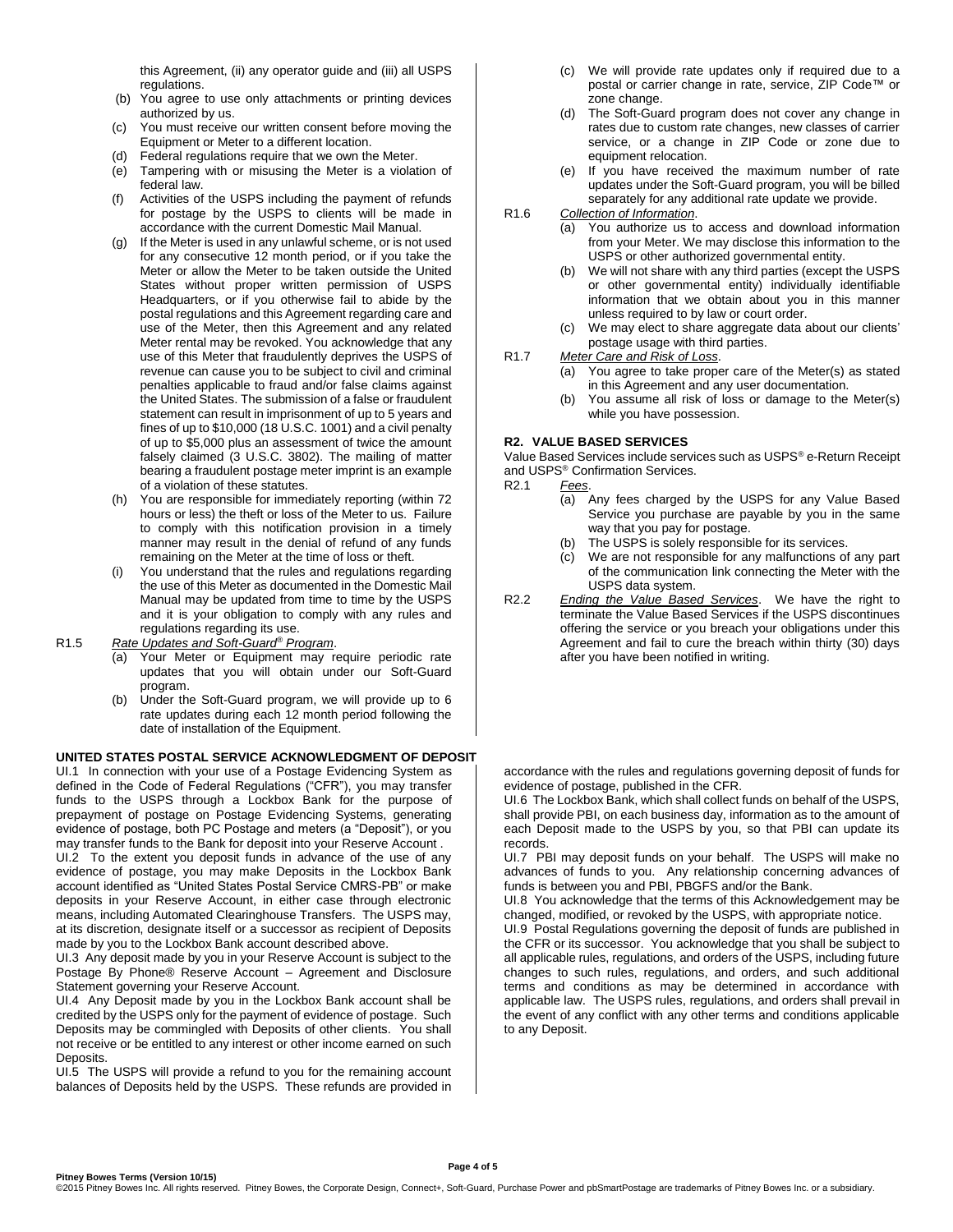this Agreement, (ii) any operator guide and (iii) all USPS regulations.

(b) You agree to use only attachments or printing devices authorized by us.

(c) You must receive our written consent before moving the Equipment or Meter to a different location.

(d) Federal regulations require that we own the Meter.

(e) Tampering with or misusing the Meter is a violation of federal law.

(f) Activities of the USPS including the payment of refunds for postage by the USPS to clients will be made in accordance with the current Domestic Mail Manual.

(g) If the Meter is used in any unlawful scheme, or is not used for any consecutive 12 month period, or if you take the Meter or allow the Meter to be taken outside the United States without proper written permission of USPS Headquarters, or if you otherwise fail to abide by the postal regulations and this Agreement regarding care and use of the Meter, then this Agreement and any related Meter rental may be revoked. You acknowledge that any use of this Meter that fraudulently deprives the USPS of revenue can cause you to be subject to civil and criminal penalties applicable to fraud and/or false claims against the United States. The submission of a false or fraudulent statement can result in imprisonment of up to 5 years and fines of up to $10,000 (18 U.S.C. 1001) and a civil penalty of up to $5,000 plus an assessment of twice the amount falsely claimed (3 U.S.C. 3802). The mailing of matter bearing a fraudulent postage meter imprint is an example of a violation of these statutes.

(h) You are responsible for immediately reporting (within 72 hours or less) the theft or loss of the Meter to us. Failure to comply with this notification provision in a timely manner may result in the denial of refund of any funds remaining on the Meter at the time of loss or theft.

(i) You understand that the rules and regulations regarding the use of this Meter as documented in the Domestic Mail Manual may be updated from time to time by the USPS and it is your obligation to comply with any rules and regulations regarding its use.

R1.5 *Rate Updates and Soft-Guard® Program*.

(a) Your Meter or Equipment may require periodic rate updates that you will obtain under our Soft-Guard program.

(b) Under the Soft-Guard program, we will provide up to 6 rate updates during each 12 month period following the date of installation of the Equipment.

(c) We will provide rate updates only if required due to a postal or carrier change in rate, service, ZIP Code™ or zone change.

(d) The Soft-Guard program does not cover any change in rates due to custom rate changes, new classes of carrier service, or a change in ZIP Code or zone due to equipment relocation.

(e) If you have received the maximum number of rate updates under the Soft-Guard program, you will be billed separately for any additional rate update we provide.

R1.6 *Collection of Information*.

(a) You authorize us to access and download information from your Meter. We may disclose this information to the USPS or other authorized governmental entity.

(b) We will not share with any third parties (except the USPS or other governmental entity) individually identifiable information that we obtain about you in this manner unless required to by law or court order.

(c) We may elect to share aggregate data about our clients' postage usage with third parties.

R1.7 *Meter Care and Risk of Loss*.

(a) You agree to take proper care of the Meter(s) as stated in this Agreement and any user documentation.

(b) You assume all risk of loss or damage to the Meter(s) while you have possession.

**R2. VALUE BASED SERVICES**

Value Based Services include services such as USPS® e-Return Receipt and USPS® Confirmation Services.

R2.1 *Fees*.

(a) Any fees charged by the USPS for any Value Based Service you purchase are payable by you in the same way that you pay for postage.

(b) The USPS is solely responsible for its services.

(c) We are not responsible for any malfunctions of any part of the communication link connecting the Meter with the USPS data system.

R2.2 *Ending the Value Based Services*. We have the right to terminate the Value Based Services if the USPS discontinues offering the service or you breach your obligations under this Agreement and fail to cure the breach within thirty (30) days after you have been notified in writing.

**UNITED STATES POSTAL SERVICE ACKNOWLEDGMENT OF DEPOSIT**

UI.1 In connection with your use of a Postage Evidencing System as defined in the Code of Federal Regulations ("CFR"), you may transfer funds to the USPS through a Lockbox Bank for the purpose of prepayment of postage on Postage Evidencing Systems, generating evidence of postage, both PC Postage and meters (a "Deposit"), or you may transfer funds to the Bank for deposit into your Reserve Account .

UI.2 To the extent you deposit funds in advance of the use of any evidence of postage, you may make Deposits in the Lockbox Bank account identified as "United States Postal Service CMRS-PB" or make deposits in your Reserve Account, in either case through electronic means, including Automated Clearinghouse Transfers. The USPS may, at its discretion, designate itself or a successor as recipient of Deposits made by you to the Lockbox Bank account described above.

UI.3 Any deposit made by you in your Reserve Account is subject to the Postage By Phone® Reserve Account – Agreement and Disclosure Statement governing your Reserve Account.

UI.4 Any Deposit made by you in the Lockbox Bank account shall be credited by the USPS only for the payment of evidence of postage. Such Deposits may be commingled with Deposits of other clients. You shall not receive or be entitled to any interest or other income earned on such Deposits.

UI.5 The USPS will provide a refund to you for the remaining account balances of Deposits held by the USPS. These refunds are provided in accordance with the rules and regulations governing deposit of funds for evidence of postage, published in the CFR.

UI.6 The Lockbox Bank, which shall collect funds on behalf of the USPS, shall provide PBI, on each business day, information as to the amount of each Deposit made to the USPS by you, so that PBI can update its records.

UI.7 PBI may deposit funds on your behalf. The USPS will make no advances of funds to you. Any relationship concerning advances of funds is between you and PBI, PBGFS and/or the Bank.

UI.8 You acknowledge that the terms of this Acknowledgement may be changed, modified, or revoked by the USPS, with appropriate notice.

UI.9 Postal Regulations governing the deposit of funds are published in the CFR or its successor. You acknowledge that you shall be subject to all applicable rules, regulations, and orders of the USPS, including future changes to such rules, regulations, and orders, and such additional terms and conditions as may be determined in accordance with applicable law. The USPS rules, regulations, and orders shall prevail in the event of any conflict with any other terms and conditions applicable to any Deposit.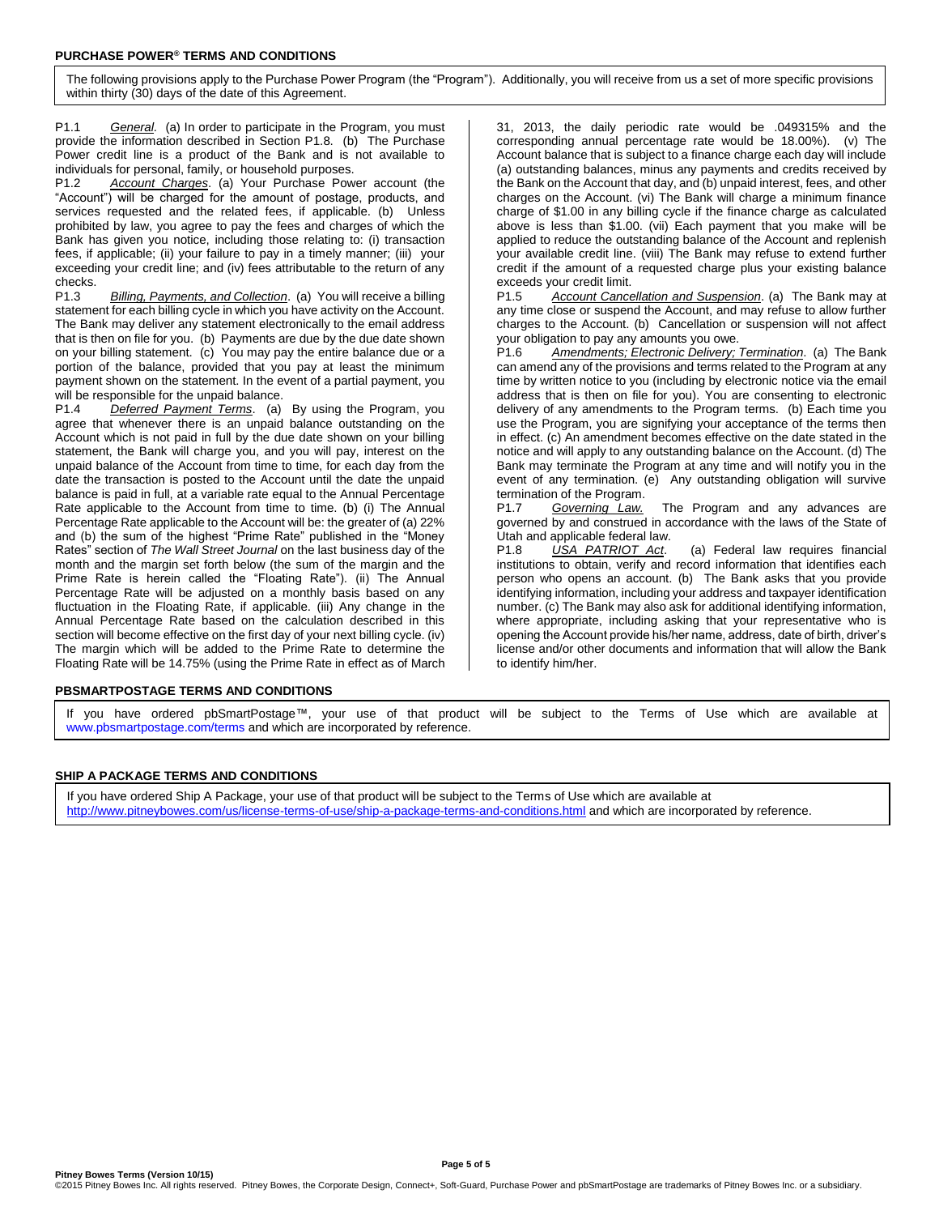## PURCHASE POWER® TERMS AND CONDITIONS

The following provisions apply to the Purchase Power Program (the "Program"). Additionally, you will receive from us a set of more specific provisions within thirty (30) days of the date of this Agreement.

P1.1 *General.* (a) In order to participate in the Program, you must provide the information described in Section P1.8. (b) The Purchase Power credit line is a product of the Bank and is not available to individuals for personal, family, or household purposes.

P1.2 *Account Charges*. (a) Your Purchase Power account (the "Account") will be charged for the amount of postage, products, and services requested and the related fees, if applicable. (b) Unless prohibited by law, you agree to pay the fees and charges of which the Bank has given you notice, including those relating to: (i) transaction fees, if applicable; (ii) your failure to pay in a timely manner; (iii) your exceeding your credit line; and (iv) fees attributable to the return of any checks.

P1.3 *Billing, Payments, and Collection*. (a) You will receive a billing statement for each billing cycle in which you have activity on the Account. The Bank may deliver any statement electronically to the email address that is then on file for you. (b) Payments are due by the due date shown on your billing statement. (c) You may pay the entire balance due or a portion of the balance, provided that you pay at least the minimum payment shown on the statement. In the event of a partial payment, you will be responsible for the unpaid balance.

P1.4 *Deferred Payment Terms*. (a) By using the Program, you agree that whenever there is an unpaid balance outstanding on the Account which is not paid in full by the due date shown on your billing statement, the Bank will charge you, and you will pay, interest on the unpaid balance of the Account from time to time, for each day from the date the transaction is posted to the Account until the date the unpaid balance is paid in full, at a variable rate equal to the Annual Percentage Rate applicable to the Account from time to time. (b) (i) The Annual Percentage Rate applicable to the Account will be: the greater of (a) 22% and (b) the sum of the highest "Prime Rate" published in the "Money Rates" section of *The Wall Street Journal* on the last business day of the month and the margin set forth below (the sum of the margin and the Prime Rate is herein called the "Floating Rate"). (ii) The Annual Percentage Rate will be adjusted on a monthly basis based on any fluctuation in the Floating Rate, if applicable. (iii) Any change in the Annual Percentage Rate based on the calculation described in this section will become effective on the first day of your next billing cycle. (iv) The margin which will be added to the Prime Rate to determine the Floating Rate will be 14.75% (using the Prime Rate in effect as of March 31, 2013, the daily periodic rate would be .049315% and the corresponding annual percentage rate would be 18.00%). (v) The Account balance that is subject to a finance charge each day will include (a) outstanding balances, minus any payments and credits received by the Bank on the Account that day, and (b) unpaid interest, fees, and other charges on the Account. (vi) The Bank will charge a minimum finance charge of $1.00 in any billing cycle if the finance charge as calculated above is less than $1.00. (vii) Each payment that you make will be applied to reduce the outstanding balance of the Account and replenish your available credit line. (viii) The Bank may refuse to extend further credit if the amount of a requested charge plus your existing balance exceeds your credit limit.

P1.5 *Account Cancellation and Suspension*. (a) The Bank may at any time close or suspend the Account, and may refuse to allow further charges to the Account. (b) Cancellation or suspension will not affect your obligation to pay any amounts you owe.

P1.6 *Amendments; Electronic Delivery; Termination*. (a) The Bank can amend any of the provisions and terms related to the Program at any time by written notice to you (including by electronic notice via the email address that is then on file for you). You are consenting to electronic delivery of any amendments to the Program terms. (b) Each time you use the Program, you are signifying your acceptance of the terms then in effect. (c) An amendment becomes effective on the date stated in the notice and will apply to any outstanding balance on the Account. (d) The Bank may terminate the Program at any time and will notify you in the event of any termination. (e) Any outstanding obligation will survive termination of the Program.

P1.7 *Governing Law.* The Program and any advances are governed by and construed in accordance with the laws of the State of Utah and applicable federal law.

P1.8 *USA PATRIOT Act*. (a) Federal law requires financial institutions to obtain, verify and record information that identifies each person who opens an account. (b) The Bank asks that you provide identifying information, including your address and taxpayer identification number. (c) The Bank may also ask for additional identifying information, where appropriate, including asking that your representative who is opening the Account provide his/her name, address, date of birth, driver's license and/or other documents and information that will allow the Bank to identify him/her.

## PBSMARTPOSTAGE TERMS AND CONDITIONS

If you have ordered pbSmartPostage™, your use of that product will be subject to the Terms of Use which are available at www.pbsmartpostage.com/terms and which are incorporated by reference.

## SHIP A PACKAGE TERMS AND CONDITIONS

If you have ordered Ship A Package, your use of that product will be subject to the Terms of Use which are available at http://www.pitneybowes.com/us/license-terms-of-use/ship-a-package-terms-and-conditions.html and which are incorporated by reference.

**Pitney Bowes Terms (Version 10/15)**

©2015 Pitney Bowes Inc. All rights reserved. Pitney Bowes, the Corporate Design, Connect+, Soft-Guard, Purchase Power and pbSmartPostage are trademarks of Pitney Bowes Inc. or a subsidiary.